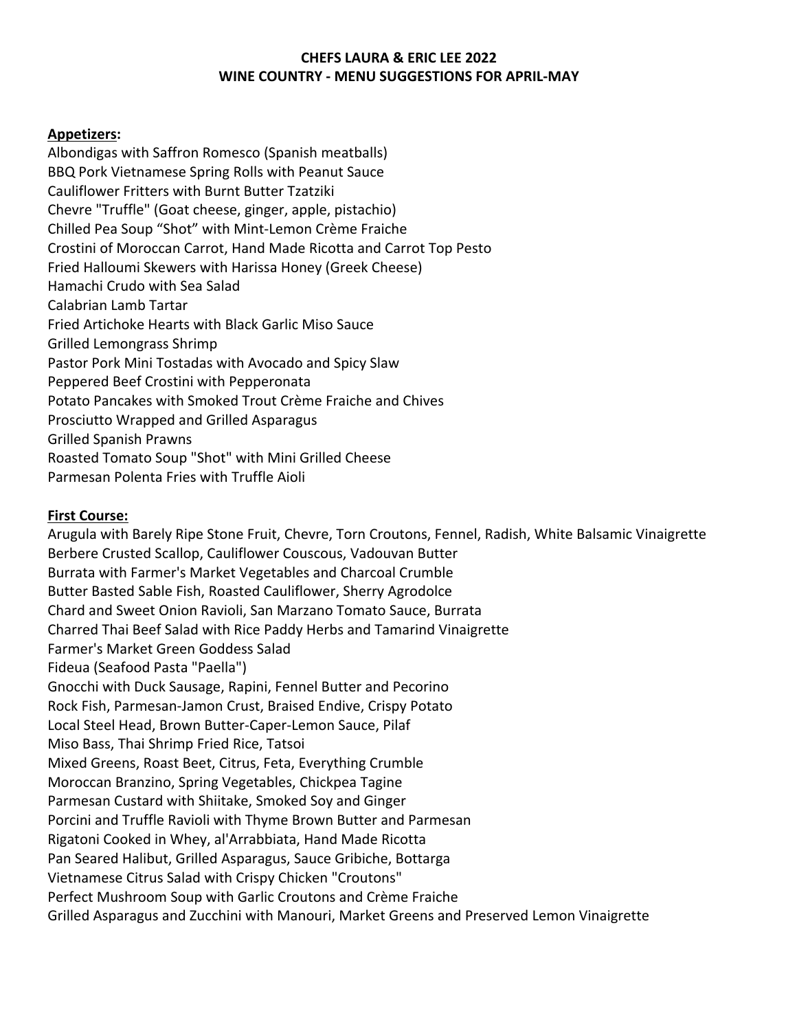**CHEFS LAURA & ERIC LEE 2022**
**WINE COUNTRY - MENU SUGGESTIONS FOR APRIL-MAY**

**Appetizers:**

Albondigas with Saffron Romesco (Spanish meatballs)
BBQ Pork Vietnamese Spring Rolls with Peanut Sauce
Cauliflower Fritters with Burnt Butter Tzatziki
Chevre "Truffle" (Goat cheese, ginger, apple, pistachio)
Chilled Pea Soup "Shot" with Mint-Lemon Crème Fraiche
Crostini of Moroccan Carrot, Hand Made Ricotta and Carrot Top Pesto
Fried Halloumi Skewers with Harissa Honey (Greek Cheese)
Hamachi Crudo with Sea Salad
Calabrian Lamb Tartar
Fried Artichoke Hearts with Black Garlic Miso Sauce
Grilled Lemongrass Shrimp
Pastor Pork Mini Tostadas with Avocado and Spicy Slaw
Peppered Beef Crostini with Pepperonata
Potato Pancakes with Smoked Trout Crème Fraiche and Chives
Prosciutto Wrapped and Grilled Asparagus
Grilled Spanish Prawns
Roasted Tomato Soup "Shot" with Mini Grilled Cheese
Parmesan Polenta Fries with Truffle Aioli

**First Course:**

Arugula with Barely Ripe Stone Fruit, Chevre, Torn Croutons, Fennel, Radish, White Balsamic Vinaigrette
Berbere Crusted Scallop, Cauliflower Couscous, Vadouvan Butter
Burrata with Farmer's Market Vegetables and Charcoal Crumble
Butter Basted Sable Fish, Roasted Cauliflower, Sherry Agrodolce
Chard and Sweet Onion Ravioli, San Marzano Tomato Sauce, Burrata
Charred Thai Beef Salad with Rice Paddy Herbs and Tamarind Vinaigrette
Farmer's Market Green Goddess Salad
Fideua (Seafood Pasta "Paella")
Gnocchi with Duck Sausage, Rapini, Fennel Butter and Pecorino
Rock Fish, Parmesan-Jamon Crust, Braised Endive, Crispy Potato
Local Steel Head, Brown Butter-Caper-Lemon Sauce, Pilaf
Miso Bass, Thai Shrimp Fried Rice, Tatsoi
Mixed Greens, Roast Beet, Citrus, Feta, Everything Crumble
Moroccan Branzino, Spring Vegetables, Chickpea Tagine
Parmesan Custard with Shiitake, Smoked Soy and Ginger
Porcini and Truffle Ravioli with Thyme Brown Butter and Parmesan
Rigatoni Cooked in Whey, al'Arrabbiata, Hand Made Ricotta
Pan Seared Halibut, Grilled Asparagus, Sauce Gribiche, Bottarga
Vietnamese Citrus Salad with Crispy Chicken "Croutons"
Perfect Mushroom Soup with Garlic Croutons and Crème Fraiche
Grilled Asparagus and Zucchini with Manouri, Market Greens and Preserved Lemon Vinaigrette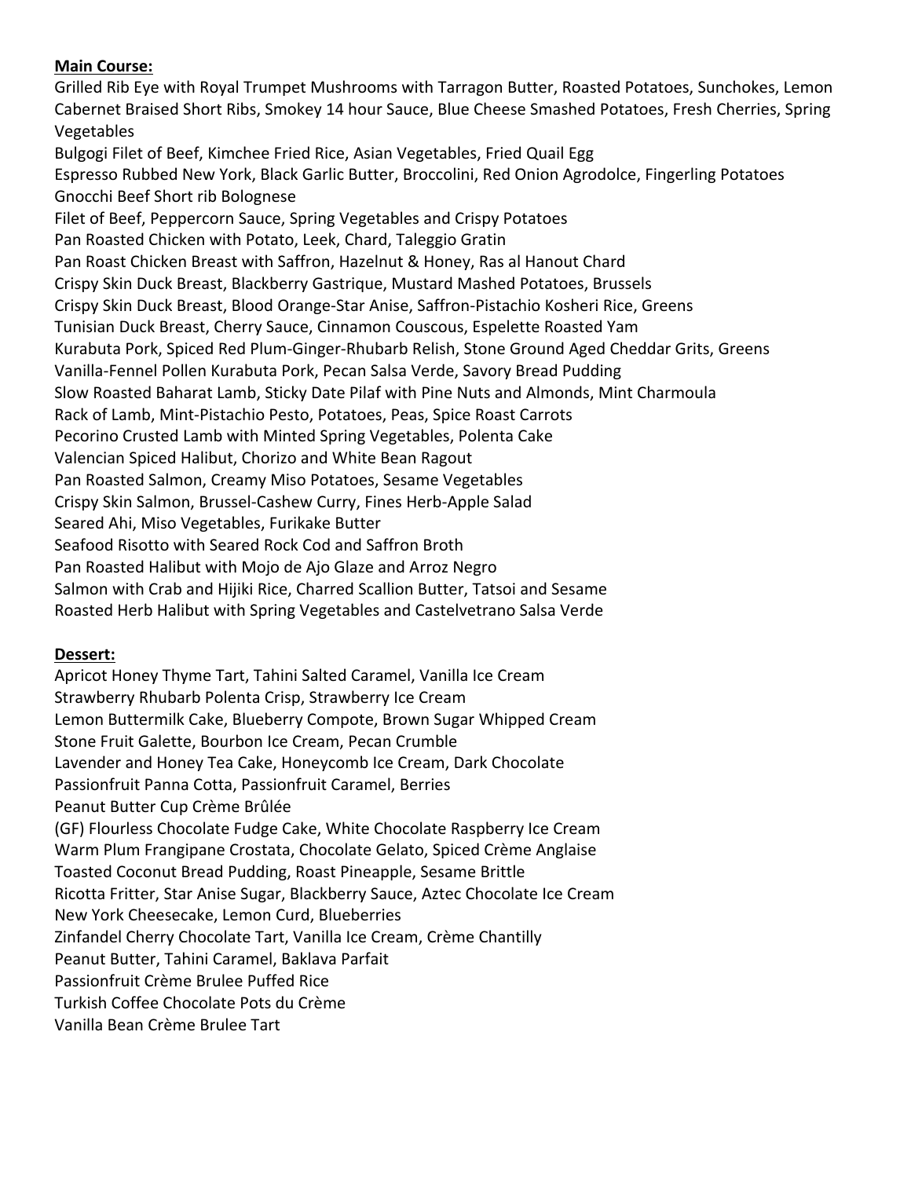**Main Course:**

Grilled Rib Eye with Royal Trumpet Mushrooms with Tarragon Butter, Roasted Potatoes, Sunchokes, Lemon
Cabernet Braised Short Ribs, Smokey 14 hour Sauce, Blue Cheese Smashed Potatoes, Fresh Cherries, Spring Vegetables
Bulgogi Filet of Beef, Kimchee Fried Rice, Asian Vegetables, Fried Quail Egg
Espresso Rubbed New York, Black Garlic Butter, Broccolini, Red Onion Agrodolce, Fingerling Potatoes
Gnocchi Beef Short rib Bolognese
Filet of Beef, Peppercorn Sauce, Spring Vegetables and Crispy Potatoes
Pan Roasted Chicken with Potato, Leek, Chard, Taleggio Gratin
Pan Roast Chicken Breast with Saffron, Hazelnut & Honey, Ras al Hanout Chard
Crispy Skin Duck Breast, Blackberry Gastrique, Mustard Mashed Potatoes, Brussels
Crispy Skin Duck Breast, Blood Orange-Star Anise, Saffron-Pistachio Kosheri Rice, Greens
Tunisian Duck Breast, Cherry Sauce, Cinnamon Couscous, Espelette Roasted Yam
Kurabuta Pork, Spiced Red Plum-Ginger-Rhubarb Relish, Stone Ground Aged Cheddar Grits, Greens
Vanilla-Fennel Pollen Kurabuta Pork, Pecan Salsa Verde, Savory Bread Pudding
Slow Roasted Baharat Lamb, Sticky Date Pilaf with Pine Nuts and Almonds, Mint Charmoula
Rack of Lamb, Mint-Pistachio Pesto, Potatoes, Peas, Spice Roast Carrots
Pecorino Crusted Lamb with Minted Spring Vegetables, Polenta Cake
Valencian Spiced Halibut, Chorizo and White Bean Ragout
Pan Roasted Salmon, Creamy Miso Potatoes, Sesame Vegetables
Crispy Skin Salmon, Brussel-Cashew Curry, Fines Herb-Apple Salad
Seared Ahi, Miso Vegetables, Furikake Butter
Seafood Risotto with Seared Rock Cod and Saffron Broth
Pan Roasted Halibut with Mojo de Ajo Glaze and Arroz Negro
Salmon with Crab and Hijiki Rice, Charred Scallion Butter, Tatsoi and Sesame
Roasted Herb Halibut with Spring Vegetables and Castelvetrano Salsa Verde

**Dessert:**

Apricot Honey Thyme Tart, Tahini Salted Caramel, Vanilla Ice Cream
Strawberry Rhubarb Polenta Crisp, Strawberry Ice Cream
Lemon Buttermilk Cake, Blueberry Compote, Brown Sugar Whipped Cream
Stone Fruit Galette, Bourbon Ice Cream, Pecan Crumble
Lavender and Honey Tea Cake, Honeycomb Ice Cream, Dark Chocolate
Passionfruit Panna Cotta, Passionfruit Caramel, Berries
Peanut Butter Cup Crème Brûlée
(GF) Flourless Chocolate Fudge Cake, White Chocolate Raspberry Ice Cream
Warm Plum Frangipane Crostata, Chocolate Gelato, Spiced Crème Anglaise
Toasted Coconut Bread Pudding, Roast Pineapple, Sesame Brittle
Ricotta Fritter, Star Anise Sugar, Blackberry Sauce, Aztec Chocolate Ice Cream
New York Cheesecake, Lemon Curd, Blueberries
Zinfandel Cherry Chocolate Tart, Vanilla Ice Cream, Crème Chantilly
Peanut Butter, Tahini Caramel, Baklava Parfait
Passionfruit Crème Brulee Puffed Rice
Turkish Coffee Chocolate Pots du Crème
Vanilla Bean Crème Brulee Tart